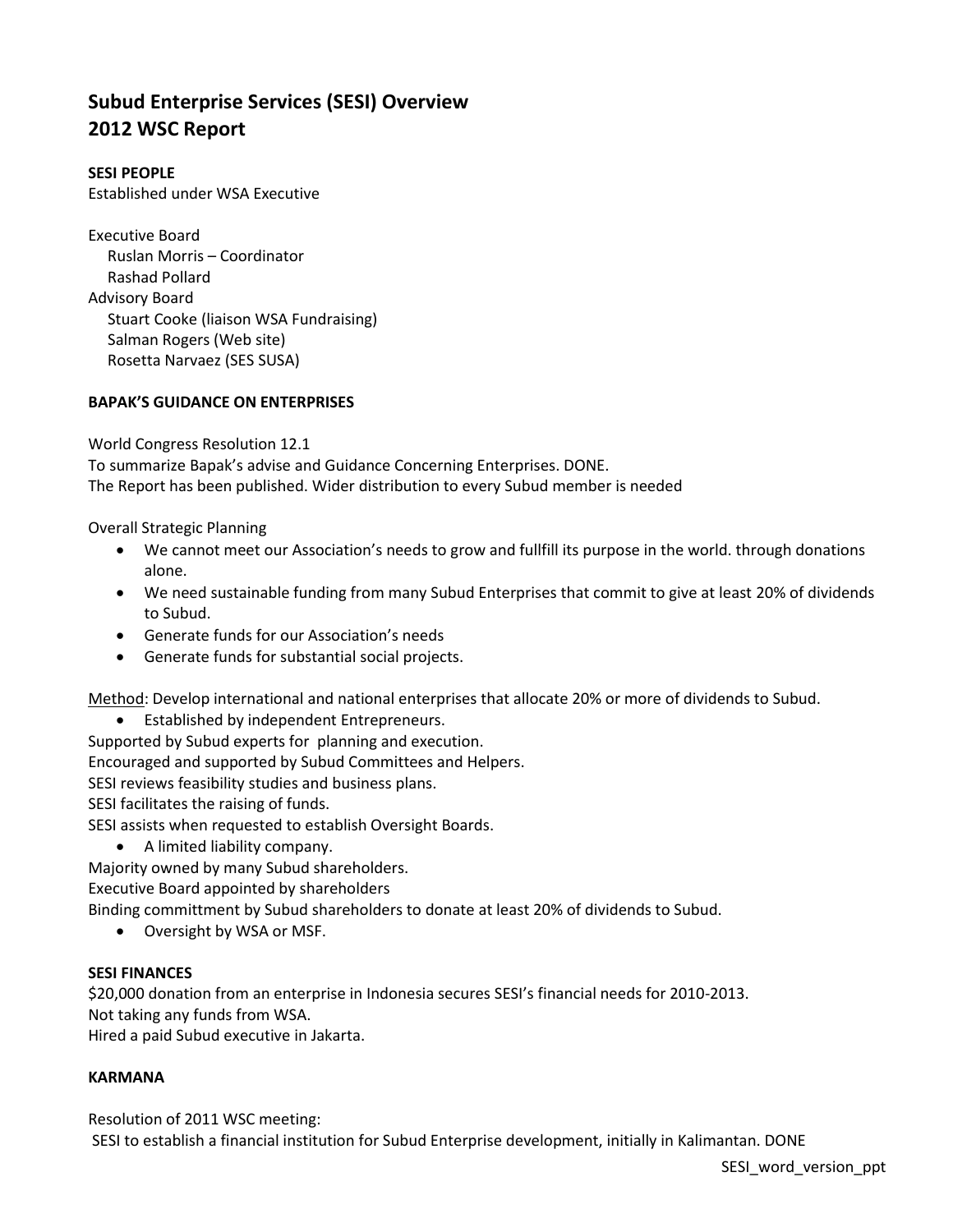# Subud Enterprise Services (SESI) Overview
# 2012 WSC Report

**SESI PEOPLE**

Established under WSA Executive

Executive Board
- Ruslan Morris – Coordinator
- Rashad Pollard

Advisory Board
- Stuart Cooke (liaison WSA Fundraising)
- Salman Rogers (Web site)
- Rosetta Narvaez (SES SUSA)

**BAPAK'S GUIDANCE ON ENTERPRISES**

World Congress Resolution 12.1
To summarize Bapak's advise and Guidance Concerning Enterprises. DONE.
The Report has been published. Wider distribution to every Subud member is needed

Overall Strategic Planning

- We cannot meet our Association's needs to grow and fullfill its purpose in the world. through donations alone.
- We need sustainable funding from many Subud Enterprises that commit to give at least 20% of dividends to Subud.
- Generate funds for our Association's needs
- Generate funds for substantial social projects.

Method: Develop international and national enterprises that allocate 20% or more of dividends to Subud.

- Established by independent Entrepreneurs.

Supported by Subud experts for planning and execution.
Encouraged and supported by Subud Committees and Helpers.
SESI reviews feasibility studies and business plans.
SESI facilitates the raising of funds.
SESI assists when requested to establish Oversight Boards.

- A limited liability company.

Majority owned by many Subud shareholders.
Executive Board appointed by shareholders
Binding committment by Subud shareholders to donate at least 20% of dividends to Subud.

- Oversight by WSA or MSF.

**SESI FINANCES**

$20,000 donation from an enterprise in Indonesia secures SESI's financial needs for 2010-2013.
Not taking any funds from WSA.
Hired a paid Subud executive in Jakarta.

**KARMANA**

Resolution of 2011 WSC meeting:
SESI to establish a financial institution for Subud Enterprise development, initially in Kalimantan. DONE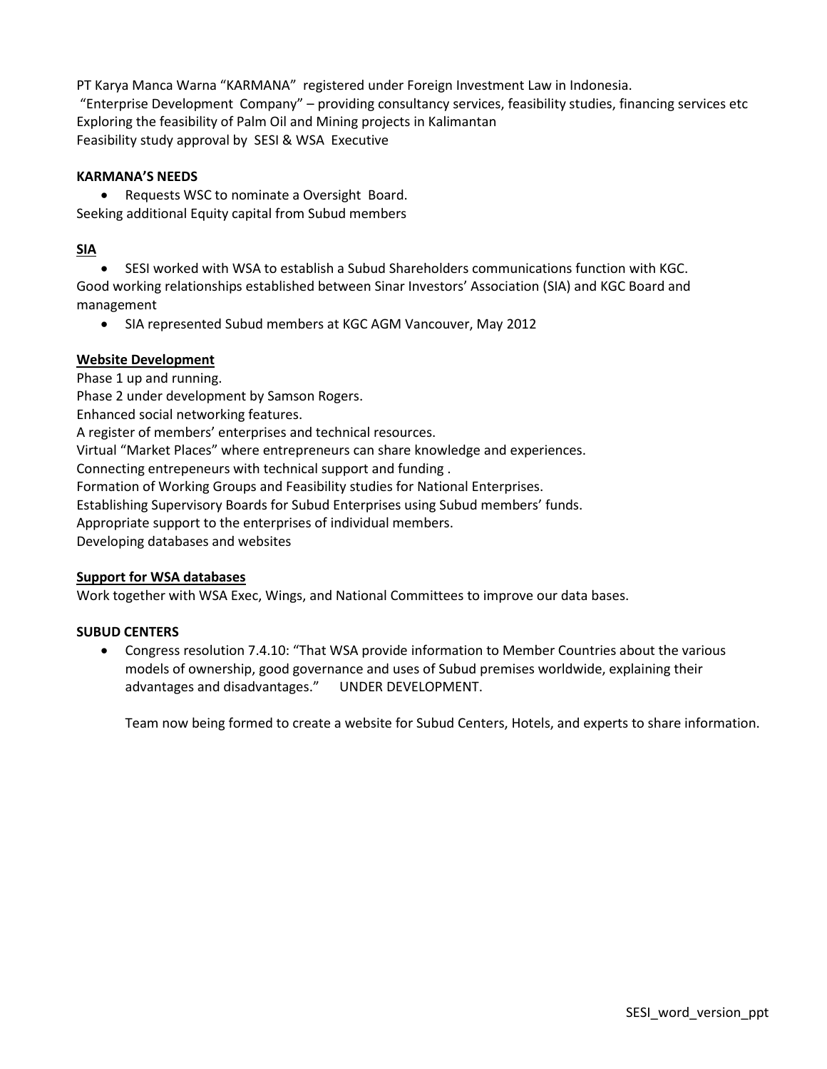PT Karya Manca Warna "KARMANA" registered under Foreign Investment Law in Indonesia.
"Enterprise Development Company" – providing consultancy services, feasibility studies, financing services etc
Exploring the feasibility of Palm Oil and Mining projects in Kalimantan
Feasibility study approval by SESI & WSA Executive

**KARMANA'S NEEDS**

- Requests WSC to nominate a Oversight Board.

Seeking additional Equity capital from Subud members

**SIA**

- SESI worked with WSA to establish a Subud Shareholders communications function with KGC.

Good working relationships established between Sinar Investors' Association (SIA) and KGC Board and management

- SIA represented Subud members at KGC AGM Vancouver, May 2012

**Website Development**

Phase 1 up and running.
Phase 2 under development by Samson Rogers.
Enhanced social networking features.
A register of members' enterprises and technical resources.
Virtual "Market Places" where entrepreneurs can share knowledge and experiences.
Connecting entrepeneurs with technical support and funding .
Formation of Working Groups and Feasibility studies for National Enterprises.
Establishing Supervisory Boards for Subud Enterprises using Subud members' funds.
Appropriate support to the enterprises of individual members.
Developing databases and websites

**Support for WSA databases**

Work together with WSA Exec, Wings, and National Committees to improve our data bases.

**SUBUD CENTERS**

- Congress resolution 7.4.10: "That WSA provide information to Member Countries about the various models of ownership, good governance and uses of Subud premises worldwide, explaining their advantages and disadvantages." UNDER DEVELOPMENT.

  Team now being formed to create a website for Subud Centers, Hotels, and experts to share information.

SESI_word_version_ppt